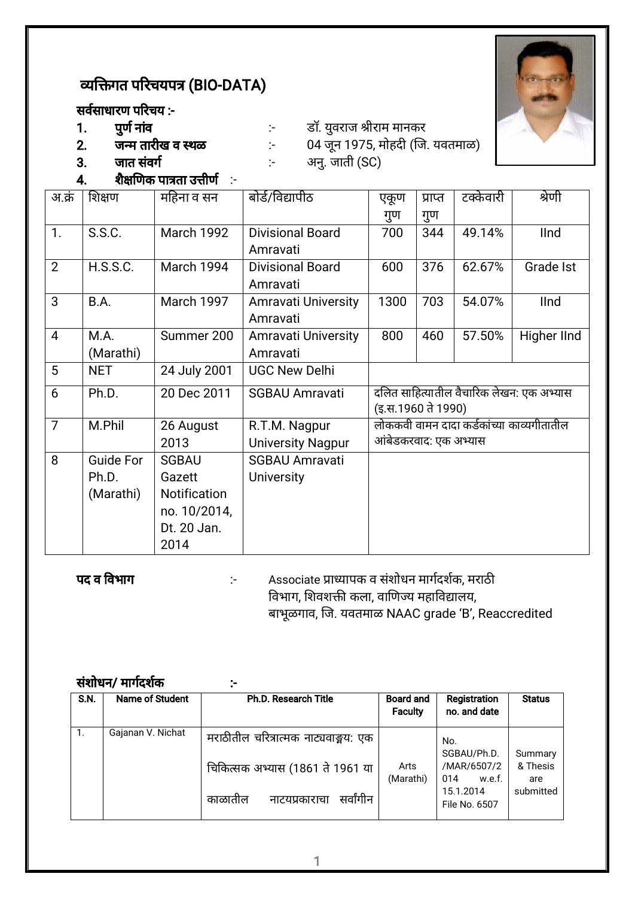# व्यक्तिगत परिचयपत्र (BIO-DATA)

**सर्वसाधारण परिचय :-**

1. **पुर्ण नांव** :- डॉ. युवराज श्रीराम मानकर
2. **जन्म तारीख व स्थळ** :- 04 जून 1975, मोहदी (जि. यवतमाळ)
3. **जात संवर्ग** :- अनु. जाती (SC)
4. **शैक्षणिक पात्रता उत्तीर्ण** :-

| अ.क्रं | शिक्षण | महिना व सन | बोर्ड/विद्यापीठ | एकूण गुण | प्राप्त गुण | टक्केवारी | श्रेणी |
|---|---|---|---|---|---|---|---|
| 1. | S.S.C. | March 1992 | Divisional Board Amravati | 700 | 344 | 49.14% | IInd |
| 2 | H.S.S.C. | March 1994 | Divisional Board Amravati | 600 | 376 | 62.67% | Grade Ist |
| 3 | B.A. | March 1997 | Amravati University Amravati | 1300 | 703 | 54.07% | IInd |
| 4 | M.A. (Marathi) | Summer 200 | Amravati University Amravati | 800 | 460 | 57.50% | Higher IInd |
| 5 | NET | 24 July 2001 | UGC New Delhi | | | | |
| 6 | Ph.D. | 20 Dec 2011 | SGBAU Amravati | दलित साहित्यातील वैचारिक लेखन: एक अभ्यास (इ.स.1960 ते 1990) | | | |
| 7 | M.Phil | 26 August 2013 | R.T.M. Nagpur University Nagpur | लोककवी वामन दादा कर्डकांच्या काव्यगीतातील आंबेडकरवाद: एक अभ्यास | | | |
| 8 | Guide For Ph.D. (Marathi) | SGBAU Gazett Notification no. 10/2014, Dt. 20 Jan. 2014 | SGBAU Amravati University | | | | |

**पद व विभाग** :- Associate प्राध्यापक व संशोधन मार्गदर्शक, मराठी विभाग, शिवशक्ती कला, वाणिज्य महाविद्यालय, बाभूळगाव, जि. यवतमाळ NAAC grade 'B', Reaccredited

**संशोधन/ मार्गदर्शक** :-

| S.N. | Name of Student | Ph.D. Research Title | Board and Faculty | Registration no. and date | Status |
|---|---|---|---|---|---|
| 1. | Gajanan V. Nichat | मराठीतील चरित्रात्मक नाट्यवाङ्मय: एक चिकित्सक अभ्यास (1861 ते 1961 या काळातील नाटयप्रकाराचा सर्वांगीन | Arts (Marathi) | No. SGBAU/Ph.D. /MAR/6507/2014 w.e.f. 15.1.2014 File No. 6507 | Summary & Thesis are submitted |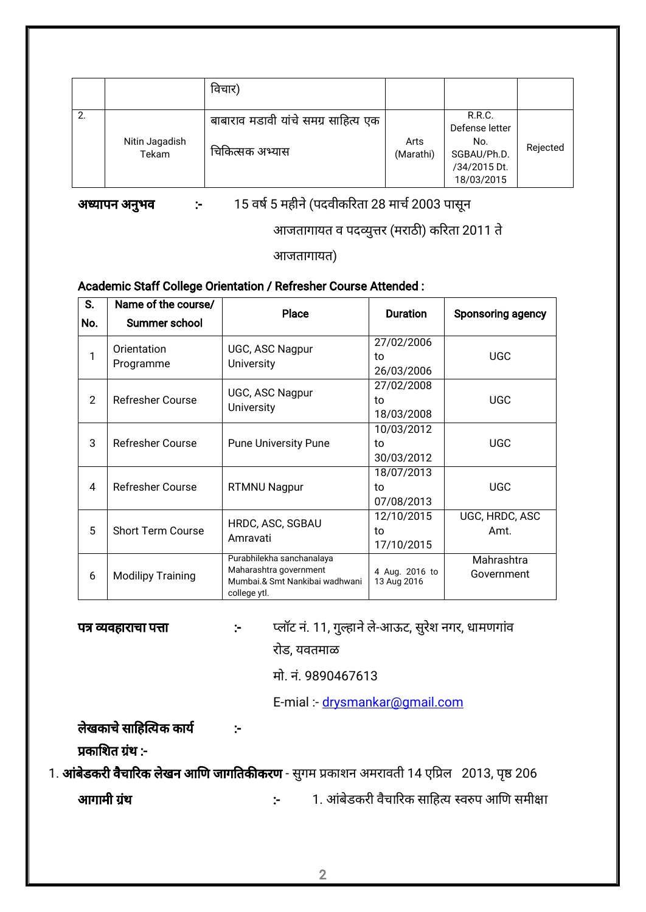| | | विचार) | | | |
|---|---|---|---|---|---|
| 2. | Nitin Jagadish Tekam | बाबाराव मडावी यांचे समग्र साहित्य एक चिकित्सक अभ्यास | Arts (Marathi) | R.R.C. Defense letter No. SGBAU/Ph.D. /34/2015 Dt. 18/03/2015 | Rejected |

**अध्यापन अनुभव** :- 15 वर्ष 5 महीने (पदवीकरिता 28 मार्च 2003 पासून आजतागायत व पदव्युत्तर (मराठी) करिता 2011 ते आजतागायत)

**Academic Staff College Orientation / Refresher Course Attended :**

| S. No. | Name of the course/ Summer school | Place | Duration | Sponsoring agency |
|---|---|---|---|---|
| 1 | Orientation Programme | UGC, ASC Nagpur University | 27/02/2006 to 26/03/2006 | UGC |
| 2 | Refresher Course | UGC, ASC Nagpur University | 27/02/2008 to 18/03/2008 | UGC |
| 3 | Refresher Course | Pune University Pune | 10/03/2012 to 30/03/2012 | UGC |
| 4 | Refresher Course | RTMNU Nagpur | 18/07/2013 to 07/08/2013 | UGC |
| 5 | Short Term Course | HRDC, ASC, SGBAU Amravati | 12/10/2015 to 17/10/2015 | UGC, HRDC, ASC Amt. |
| 6 | Modilipy Training | Purabhilekha sanchanalaya Maharashtra government Mumbai.& Smt Nankibai wadhwani college ytl. | 4 Aug. 2016 to 13 Aug 2016 | Mahrashtra Government |

**पत्र व्यवहाराचा पत्ता** :- प्लॉट नं. 11, गुल्हाने ले-आऊट, सुरेश नगर, धामणगांव रोड, यवतमाळ

मो. नं. 9890467613

E-mial :- drysmankar@gmail.com

**लेखकाचे साहित्यिक कार्य** :-

**प्रकाशित ग्रंथ :-**

1. **आंबेडकरी वैचारिक लेखन आणि जागतिकीकरण** - सुगम प्रकाशन अमरावती 14 एप्रिल 2013, पृष्ठ 206

**आगामी ग्रंथ** :- 1. आंबेडकरी वैचारिक साहित्य स्वरुप आणि समीक्षा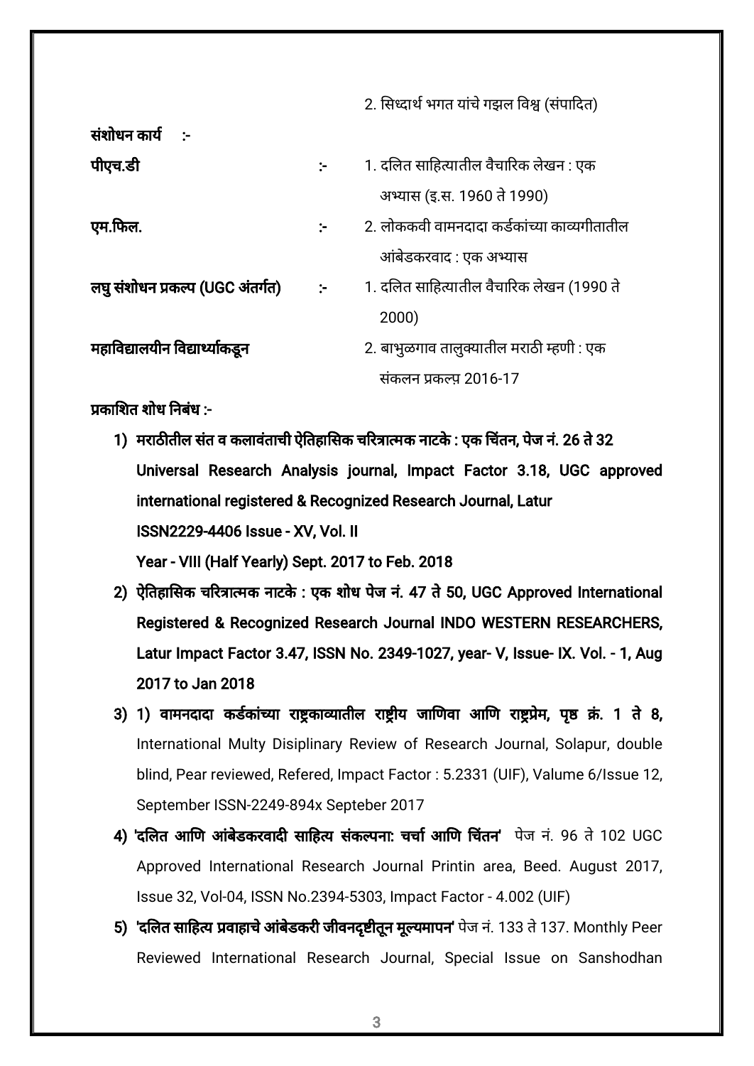2. सिध्दार्थ भगत यांचे गझल विश्व (संपादित)

**संशोधन कार्य :-**

| | | |
|---|---|---|
| **पीएच.डी** | :- | 1. दलित साहित्यातील वैचारिक लेखन : एक अभ्यास (इ.स. 1960 ते 1990) |
| **एम.फिल.** | :- | 2. लोककवी वामनदादा कर्डकांच्या काव्यगीतातील आंबेडकरवाद : एक अभ्यास |
| **लघु संशोधन प्रकल्प (UGC अंतर्गत)** | :- | 1. दलित साहित्यातील वैचारिक लेखन (1990 ते 2000) |
| **महाविद्यालयीन विद्यार्थ्यांकडून** | | 2. बाभुळगाव तालुक्यातील मराठी म्हणी : एक संकलन प्रकल्प 2016-17 |

**प्रकाशित शोध निबंध :-**

1) **मराठीतील संत व कलावंताची ऐतिहासिक चरित्रात्मक नाटके : एक चिंतन, पेज नं. 26 ते 32 Universal Research Analysis journal, Impact Factor 3.18, UGC approved international registered & Recognized Research Journal, Latur ISSN2229-4406 Issue - XV, Vol. II Year - VIII (Half Yearly) Sept. 2017 to Feb. 2018**
2) **ऐतिहासिक चरित्रात्मक नाटके : एक शोध पेज नं. 47 ते 50, UGC Approved International Registered & Recognized Research Journal INDO WESTERN RESEARCHERS, Latur Impact Factor 3.47, ISSN No. 2349-1027, year- V, Issue- IX. Vol. - 1, Aug 2017 to Jan 2018**
3) **1) वामनदादा कर्डकांच्या राष्ट्रकाव्यातील राष्ट्रीय जाणिवा आणि राष्ट्रप्रेम, पृष्ठ क्रं. 1 ते 8,** International Multy Disiplinary Review of Research Journal, Solapur, double blind, Pear reviewed, Refered, Impact Factor : 5.2331 (UIF), Valume 6/Issue 12, September ISSN-2249-894x Septeber 2017
4) **'दलित आणि आंबेडकरवादी साहित्य संकल्पना: चर्चा आणि चिंतन'** पेज नं. 96 ते 102 UGC Approved International Research Journal Printin area, Beed. August 2017, Issue 32, Vol-04, ISSN No.2394-5303, Impact Factor - 4.002 (UIF)
5) **'दलित साहित्य प्रवाहाचे आंबेडकरी जीवनदृष्टीतून मूल्यमापन'** पेज नं. 133 ते 137. Monthly Peer Reviewed International Research Journal, Special Issue on Sanshodhan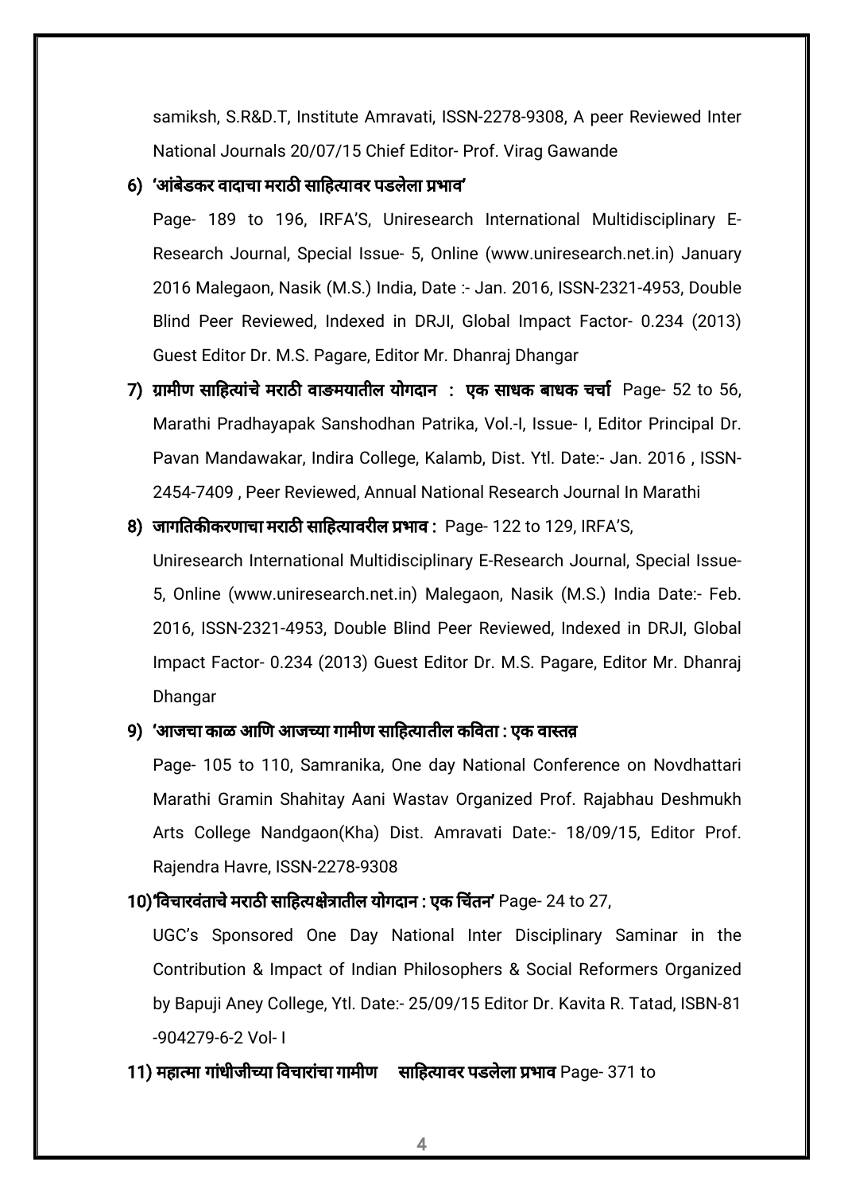samiksh, S.R&D.T, Institute Amravati, ISSN-2278-9308, A peer Reviewed Inter National Journals 20/07/15 Chief Editor- Prof. Virag Gawande

6) **'आंबेडकर वादाचा मराठी साहित्यावर पडलेला प्रभाव'**

   Page- 189 to 196, IRFA'S, Uniresearch International Multidisciplinary E-Research Journal, Special Issue- 5, Online (www.uniresearch.net.in) January 2016 Malegaon, Nasik (M.S.) India, Date :- Jan. 2016, ISSN-2321-4953, Double Blind Peer Reviewed, Indexed in DRJI, Global Impact Factor- 0.234 (2013) Guest Editor Dr. M.S. Pagare, Editor Mr. Dhanraj Dhangar

7) **ग्रामीण साहित्यांचे मराठी वाङमयातील योगदान : एक साधक बाधक चर्चा** Page- 52 to 56, Marathi Pradhayapak Sanshodhan Patrika, Vol.-I, Issue- I, Editor Principal Dr. Pavan Mandawakar, Indira College, Kalamb, Dist. Ytl. Date:- Jan. 2016 , ISSN-2454-7409 , Peer Reviewed, Annual National Research Journal In Marathi

8) **जागतिकीकरणाचा मराठी साहित्यावरील प्रभाव :** Page- 122 to 129, IRFA'S, Uniresearch International Multidisciplinary E-Research Journal, Special Issue-5, Online (www.uniresearch.net.in) Malegaon, Nasik (M.S.) India Date:- Feb. 2016, ISSN-2321-4953, Double Blind Peer Reviewed, Indexed in DRJI, Global Impact Factor- 0.234 (2013) Guest Editor Dr. M.S. Pagare, Editor Mr. Dhanraj Dhangar

9) **'आजचा काळ आणि आजच्या गामीण साहित्यातील कविता : एक वास्तव'**

   Page- 105 to 110, Samranika, One day National Conference on Novdhattari Marathi Gramin Shahitay Aani Wastav Organized Prof. Rajabhau Deshmukh Arts College Nandgaon(Kha) Dist. Amravati Date:- 18/09/15, Editor Prof. Rajendra Havre, ISSN-2278-9308

10) **'विचारवंताचे मराठी साहित्यक्षेत्रातील योगदान : एक चिंतन'** Page- 24 to 27, UGC's Sponsored One Day National Inter Disciplinary Saminar in the Contribution & Impact of Indian Philosophers & Social Reformers Organized by Bapuji Aney College, Ytl. Date:- 25/09/15 Editor Dr. Kavita R. Tatad, ISBN-81-904279-6-2 Vol- I

11) **महात्मा गांधीजीच्या विचारांचा गामीण साहित्यावर पडलेला प्रभाव** Page- 371 to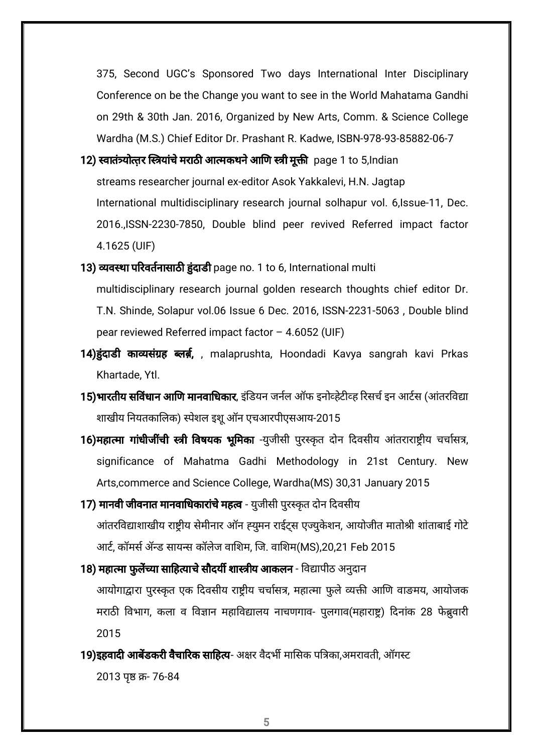375, Second UGC's Sponsored Two days International Inter Disciplinary Conference on be the Change you want to see in the World Mahatama Gandhi on 29th & 30th Jan. 2016, Organized by New Arts, Comm. & Science College Wardha (M.S.) Chief Editor Dr. Prashant R. Kadwe, ISBN-978-93-85882-06-7

12) **स्वातंत्र्योत्तर स्त्रियांचे मराठी आत्मकथने आणि स्त्री मूक्ती** page 1 to 5,Indian streams researcher journal ex-editor Asok Yakkalevi, H.N. Jagtap International multidisciplinary research journal solhapur vol. 6,Issue-11, Dec. 2016.,ISSN-2230-7850, Double blind peer revived Referred impact factor 4.1625 (UIF)

13) **व्यवस्था परिवर्तनासाठी हुंदाडी** page no. 1 to 6, International multi multidisciplinary research journal golden research thoughts chief editor Dr. T.N. Shinde, Solapur vol.06 Issue 6 Dec. 2016, ISSN-2231-5063 , Double blind pear reviewed Referred impact factor – 4.6052 (UIF)

14)**हुंदाडी काव्यसंग्रह ब्लर्ब,** , malaprushta, Hoondadi Kavya sangrah kavi Prkas Khartade, Ytl.

15)**भारतीय सविंधान आणि मानवाधिकार**, इंडियन जर्नल ऑफ इनोव्हेटीव्ह रिसर्च इन आर्टस (आंतरविद्या शाखीय नियतकालिक) स्पेशल इशू ऑन एचआरपीएसआय-2015

16)**महात्मा गांधीजींची स्त्री विषयक भूमिका** -युजीसी पुरस्कृत दोन दिवसीय आंतराराष्ट्रीय चर्चासत्र, significance of Mahatma Gadhi Methodology in 21st Century. New Arts,commerce and Science College, Wardha(MS) 30,31 January 2015

17) **मानवी जीवनात मानवाधिकारांचे महत्व** - युजीसी पुरस्कृत दोन दिवसीय आंतरविद्याशाखीय राष्ट्रीय सेमीनार ऑन ह्युमन राईट्स एज्युकेशन, आयोजीत मातोश्री शांताबाई गोटे आर्ट, कॉमर्स ॲन्ड सायन्स कॉलेज वाशिम, जि. वाशिम(MS),20,21 Feb 2015

18) **महात्मा फुलेंच्या साहित्याचे सौदर्यी शास्त्रीय आकलन** - विद्यापीठ अनुदान आयोगाद्वारा पुरस्कृत एक दिवसीय राष्ट्रीय चर्चासत्र, महात्मा फुले व्यक्ती आणि वाङमय, आयोजक मराठी विभाग, कला व विज्ञान महाविद्यालय नाचणगाव- पुलगाव(महाराष्ट्र) दिनांक 28 फेब्रुवारी 2015

19)**इहवादी आबेंडकरी वैचारिक साहित्य**- अक्षर वैदर्भी मासिक पत्रिका,अमरावती, ऑगस्ट 2013 पृष्ठ क्र- 76-84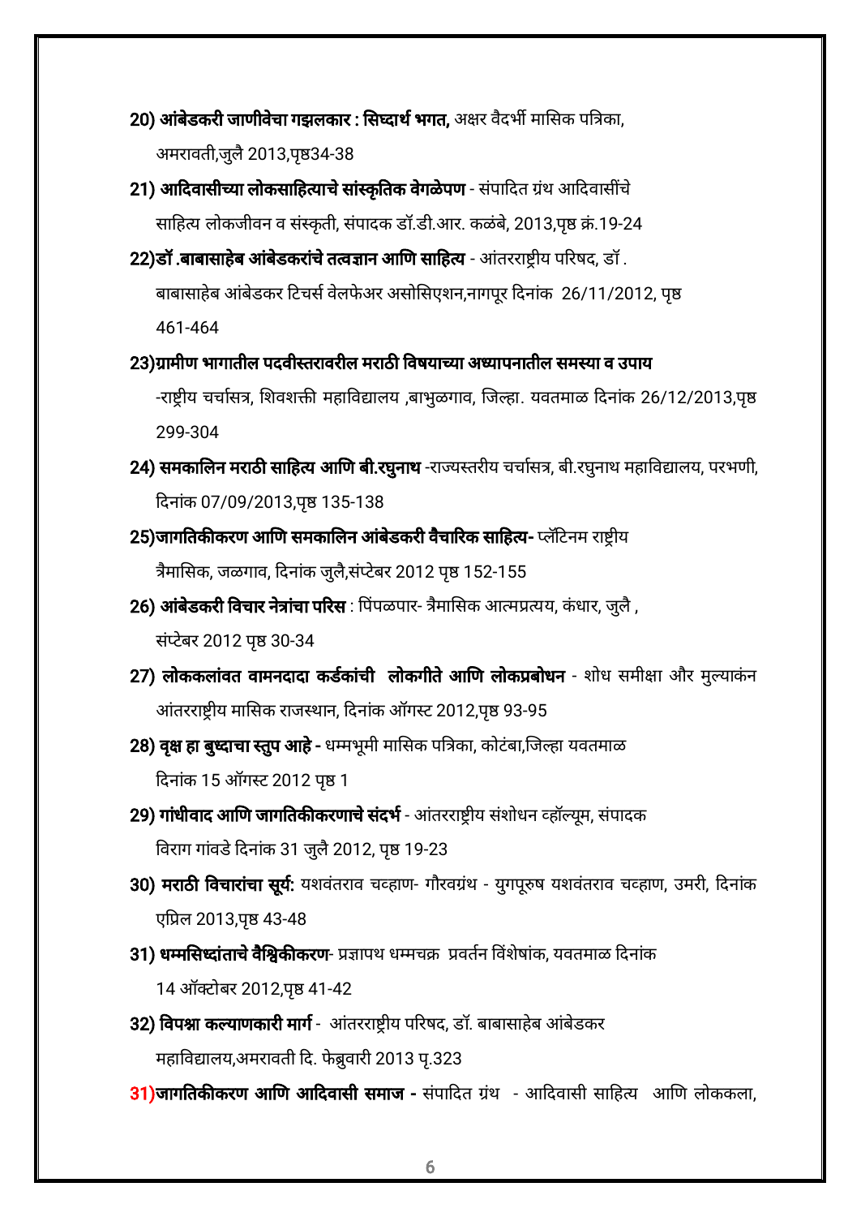20) **आंबेडकरी जाणीवेचा गझलकार : सिध्दार्थ भगत,** अक्षर वैदर्भी मासिक पत्रिका, अमरावती,जुलै 2013,पृष्ठ34-38

21) **आदिवासीच्या लोकसाहित्याचे सांस्कृतिक वेगळेपण** - संपादित ग्रंथ आदिवासींचे साहित्य लोकजीवन व संस्कृती, संपादक डॉ.डी.आर. कळंबे, 2013,पृष्ठ क्रं.19-24

22)**डॉ .बाबासाहेब आंबेडकरांचे तत्वज्ञान आणि साहित्य** - आंतरराष्ट्रीय परिषद, डॉ . बाबासाहेब आंबेडकर टिचर्स वेलफेअर असोसिएशन,नागपूर दिनांक 26/11/2012, पृष्ठ 461-464

23)**ग्रामीण भागातील पदवीस्तरावरील मराठी विषयाच्या अध्यापनातील समस्या व उपाय** -राष्ट्रीय चर्चासत्र, शिवशक्ती महाविद्यालय ,बाभुळगाव, जिल्हा. यवतमाळ दिनांक 26/12/2013,पृष्ठ 299-304

24) **समकालिन मराठी साहित्य आणि बी.रघुनाथ** -राज्यस्तरीय चर्चासत्र, बी.रघुनाथ महाविद्यालय, परभणी, दिनांक 07/09/2013,पृष्ठ 135-138

25)**जागतिकीकरण आणि समकालिन आंबेडकरी वैचारिक साहित्य-** प्लॅटिनम राष्ट्रीय त्रैमासिक, जळगाव, दिनांक जुलै,संप्टेबर 2012 पृष्ठ 152-155

26) **आंबेडकरी विचार नेत्रांचा परिस** : पिंपळपार- त्रैमासिक आत्मप्रत्यय, कंधार, जुलै , संप्टेबर 2012 पृष्ठ 30-34

27) **लोककलांवत वामनदादा कर्डकांची लोकगीते आणि लोकप्रबोधन** - शोध समीक्षा और मुल्यांकन आंतरराष्ट्रीय मासिक राजस्थान, दिनांक ऑगस्ट 2012,पृष्ठ 93-95

28) **वृक्ष हा बुध्दाचा स्तुप आहे -** धम्मभूमी मासिक पत्रिका, कोटंबा,जिल्हा यवतमाळ दिनांक 15 ऑगस्ट 2012 पृष्ठ 1

29) **गांधीवाद आणि जागतिकीकरणाचे संदर्भ** - आंतरराष्ट्रीय संशोधन व्हॉल्यूम, संपादक विराग गांवडे दिनांक 31 जुलै 2012, पृष्ठ 19-23

30) **मराठी विचारांचा सूर्य:** यशवंतराव चव्हाण- गौरवग्रंथ - युगपूरुष यशवंतराव चव्हाण, उमरी, दिनांक एप्रिल 2013,पृष्ठ 43-48

31) **धम्मसिध्दांताचे वैश्विकीकरण**- प्रज्ञापथ धम्मचक्र प्रवर्तन विंशेषांक, यवतमाळ दिनांक 14 ऑक्टोबर 2012,पृष्ठ 41-42

32) **विपश्ना कल्याणकारी मार्ग** - आंतरराष्ट्रीय परिषद, डॉ. बाबासाहेब आंबेडकर महाविद्यालय,अमरावती दि. फेब्रुवारी 2013 पृ.323

31)**जागतिकीकरण आणि आदिवासी समाज -** संपादित ग्रंथ - आदिवासी साहित्य आणि लोककला,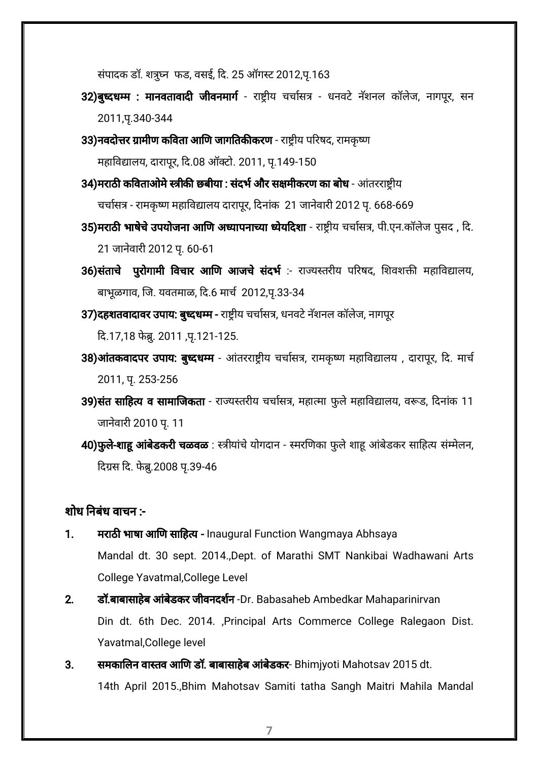संपादक डॉ. शत्रुघ्न फड, वसई, दि. 25 ऑगस्ट 2012,पृ.163

32)**बुध्दधम्म : मानवतावादी जीवनमार्ग** - राष्ट्रीय चर्चासत्र - धनवटे नॅशनल कॉलेज, नागपूर, सन 2011,पृ.340-344

33)**नवदोत्तर ग्रामीण कविता आणि जागतिकीकरण** - राष्ट्रीय परिषद, रामकृष्ण महाविद्यालय, दारापूर, दि.08 ऑक्टो. 2011, पृ.149-150

34)**मराठी कविताओमे स्त्रीकी छबीया : संदर्भ और सक्षमीकरण का बोध** - आंतरराष्ट्रीय चर्चासत्र - रामकृष्ण महाविद्यालय दारापूर, दिनांक 21 जानेवारी 2012 पृ. 668-669

35)**मराठी भाषेचे उपयोजना आणि अध्यापनाच्या ध्येयदिशा** - राष्ट्रीय चर्चासत्र, पी.एन.कॉलेज पुसद , दि. 21 जानेवारी 2012 पृ. 60-61

36)**संताचे पुरोगामी विचार आणि आजचे संदर्भ** :- राज्यस्तरीय परिषद, शिवशक्ती महाविद्यालय, बाभूळगाव, जि. यवतमाळ, दि.6 मार्च 2012,पृ.33-34

37)**दहशतवादावर उपाय: बुध्दधम्म -** राष्ट्रीय चर्चासत्र, धनवटे नॅशनल कॉलेज, नागपूर दि.17,18 फेब्रु. 2011 ,पृ.121-125.

38)**आंतकवादपर उपाय: बुध्दधम्म** - आंतरराष्ट्रीय चर्चासत्र, रामकृष्ण महाविद्यालय , दारापूर, दि. मार्च 2011, पृ. 253-256

39)**संत साहित्य व सामाजिकता** - राज्यस्तरीय चर्चासत्र, महात्मा फुले महाविद्यालय, वरूड, दिनांक 11 जानेवारी 2010 पृ. 11

40)**फुले-शाहू आंबेडकरी चळवळ** : स्त्रीयांचे योगदान - स्मरणिका फुले शाहू आंबेडकर साहित्य संम्मेलन, दिग्रस दि. फेब्रु.2008 पृ.39-46

## शोध निबंध वाचन :-

1. **मराठी भाषा आणि साहित्य -** Inaugural Function Wangmaya Abhsaya Mandal dt. 30 sept. 2014.,Dept. of Marathi SMT Nankibai Wadhawani Arts College Yavatmal,College Level
2. **डॉ.बाबासाहेब आंबेडकर जीवनदर्शन** -Dr. Babasaheb Ambedkar Mahaparinirvan Din dt. 6th Dec. 2014. ,Principal Arts Commerce College Ralegaon Dist. Yavatmal,College level
3. **समकालिन वास्तव आणि डॉ. बाबासाहेब आंबेडकर**- Bhimjyoti Mahotsav 2015 dt. 14th April 2015.,Bhim Mahotsav Samiti tatha Sangh Maitri Mahila Mandal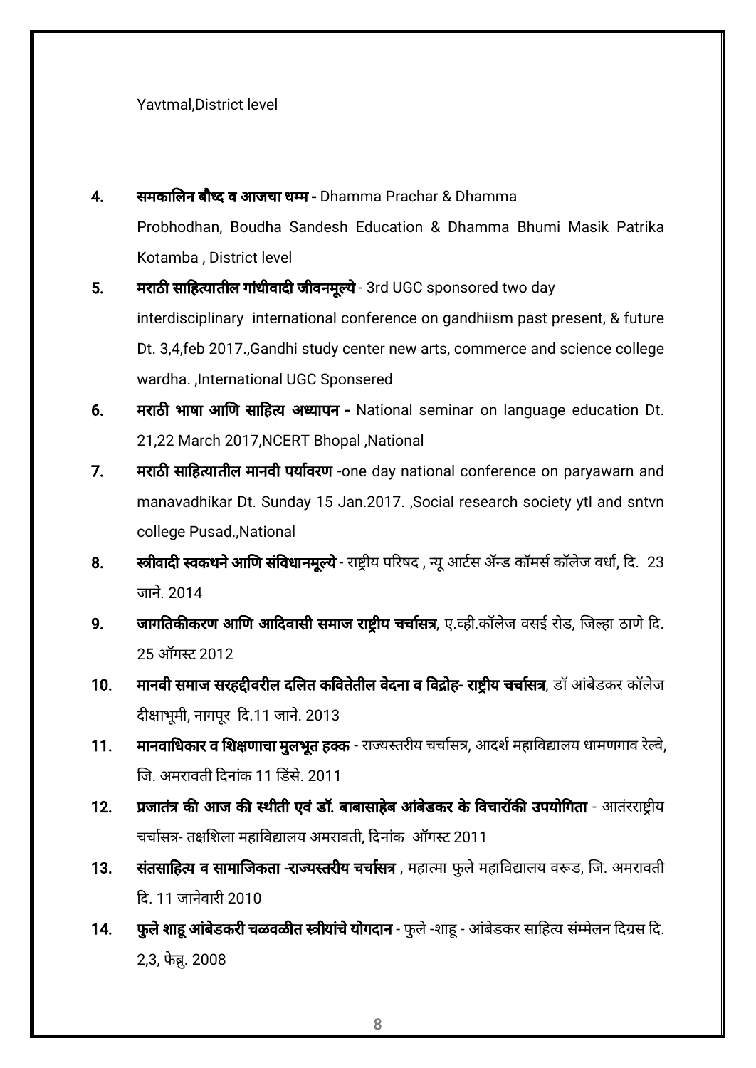Yavtmal,District level

4. **समकालिन बौध्द व आजचा धम्म -** Dhamma Prachar & Dhamma Probhodhan, Boudha Sandesh Education & Dhamma Bhumi Masik Patrika Kotamba , District level
5. **मराठी साहित्यातील गांधीवादी जीवनमूल्ये** - 3rd UGC sponsored two day interdisciplinary international conference on gandhiism past present, & future Dt. 3,4,feb 2017.,Gandhi study center new arts, commerce and science college wardha. ,International UGC Sponsered
6. **मराठी भाषा आणि साहित्य अध्यापन -** National seminar on language education Dt. 21,22 March 2017,NCERT Bhopal ,National
7. **मराठी साहित्यातील मानवी पर्यावरण** -one day national conference on paryawarn and manavadhikar Dt. Sunday 15 Jan.2017. ,Social research society ytl and sntvn college Pusad.,National
8. **स्त्रीवादी स्वकथने आणि संविधानमूल्ये** - राष्ट्रीय परिषद , न्यू आर्टस ॲन्ड कॉमर्स कॉलेज वर्धा, दि. 23 जाने. 2014
9. **जागतिकीकरण आणि आदिवासी समाज राष्ट्रीय चर्चासत्र**, ए.व्ही.कॉलेज वसई रोड, जिल्हा ठाणे दि. 25 ऑगस्ट 2012
10. **मानवी समाज सरहद्दीवरील दलित कवितेतील वेदना व विद्रोह- राष्ट्रीय चर्चासत्र**, डॉ आंबेडकर कॉलेज दीक्षाभूमी, नागपूर दि.11 जाने. 2013
11. **मानवाधिकार व शिक्षणाचा मुलभूत हक्क** - राज्यस्तरीय चर्चासत्र, आदर्श महाविद्यालय धामणगाव रेल्वे, जि. अमरावती दिनांक 11 डिसें. 2011
12. **प्रजातंत्र की आज की स्थीती एवं डॉ. बाबासाहेब आंबेडकर के विचारोंकी उपयोगिता** - आतंरराष्ट्रीय चर्चासत्र- तक्षशिला महाविद्यालय अमरावती, दिनांक ऑगस्ट 2011
13. **संतसाहित्य व सामाजिकता -राज्यस्तरीय चर्चासत्र** , महात्मा फुले महाविद्यालय वरूड, जि. अमरावती दि. 11 जानेवारी 2010
14. **फुले शाहू आंबेडकरी चळवळीत स्त्रीयांचे योगदान** - फुले -शाहू - आंबेडकर साहित्य संम्मेलन दिग्रस दि. 2,3, फेब्रु. 2008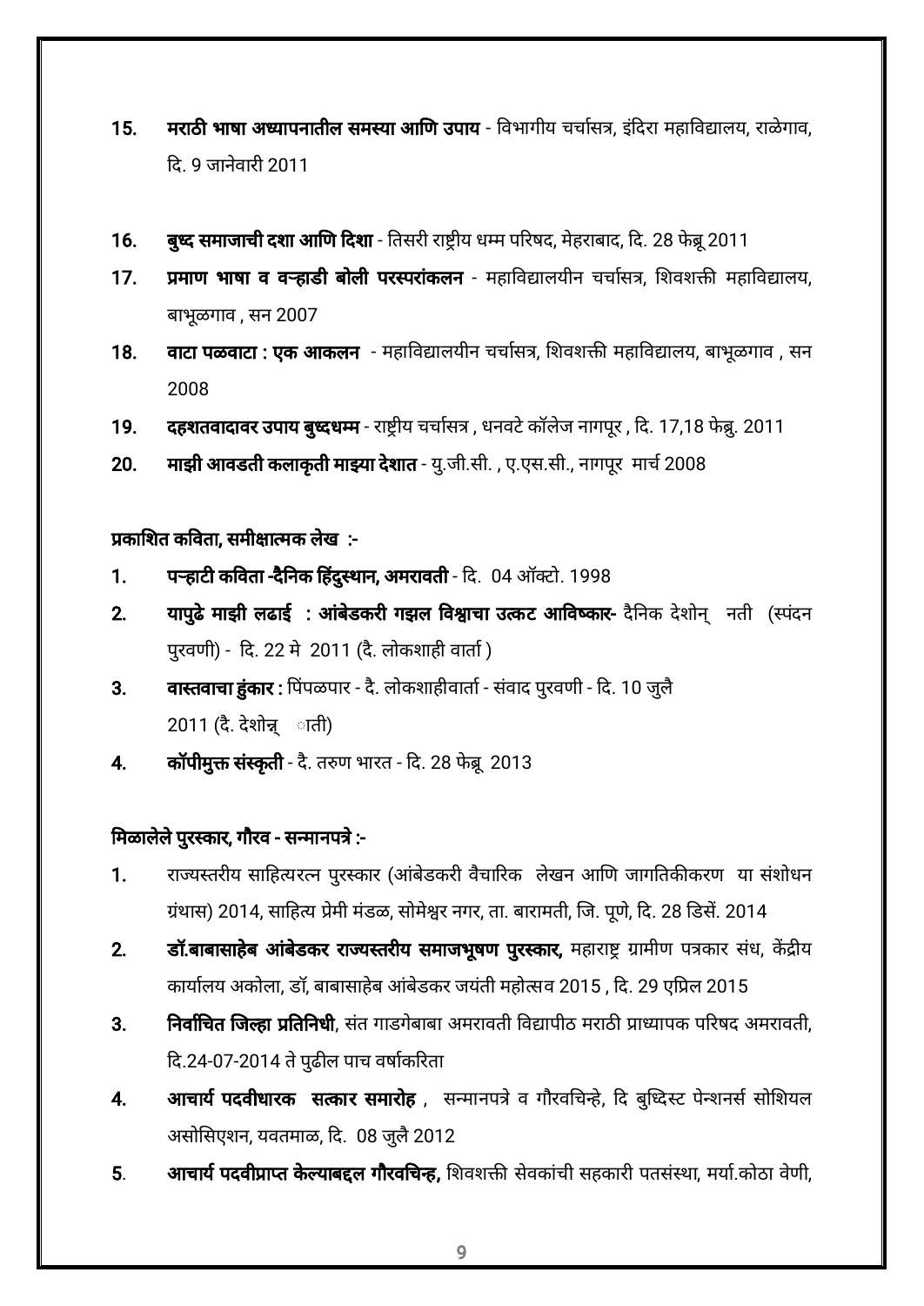15. **मराठी भाषा अध्यापनातील समस्या आणि उपाय** - विभागीय चर्चासत्र, इंदिरा महाविद्यालय, राळेगाव, दि. 9 जानेवारी 2011

16. **बुध्द समाजाची दशा आणि दिशा** - तिसरी राष्ट्रीय धम्म परिषद, मेहराबाद, दि. 28 फेब्रू 2011

17. **प्रमाण भाषा व वऱ्हाडी बोली परस्परांकलन** - महाविद्यालयीन चर्चासत्र, शिवशक्ती महाविद्यालय, बाभूळगाव , सन 2007

18. **वाटा पळवाटा : एक आकलन** - महाविद्यालयीन चर्चासत्र, शिवशक्ती महाविद्यालय, बाभूळगाव , सन 2008

19. **दहशतवादावर उपाय बुध्दधम्म** - राष्ट्रीय चर्चासत्र , धनवटे कॉलेज नागपूर , दि. 17,18 फेब्रु. 2011

20. **माझी आवडती कलाकृती माझ्या देशात** - यु.जी.सी. , ए.एस.सी., नागपूर मार्च 2008

**प्रकाशित कविता, समीक्षात्मक लेख :-**

1. **पऱ्हाटी कविता -दैनिक हिंदुस्थान, अमरावती** - दि. 04 ऑक्टो. 1998

2. **यापुढे माझी लढाई : आंबेडकरी गझल विश्वाचा उत्कट आविष्कार-** दैनिक देशोन्  नती (स्पंदन पुरवणी) - दि. 22 मे 2011 (दै. लोकशाही वार्ता )

3. **वास्तवाचा हुंकार :** पिंपळपार - दै. लोकशाहीवार्ता - संवाद पुरवणी - दि. 10 जुलै 2011 (दै. देशोन्  ाती)

4. **कॉपीमुक्त संस्कृती** - दै. तरुण भारत - दि. 28 फेब्रू 2013

**मिळालेले पुरस्कार, गौरव - सन्मानपत्रे :-**

1. राज्यस्तरीय साहित्यरत्न पुरस्कार (आंबेडकरी वैचारिक लेखन आणि जागतिकीकरण या संशोधन ग्रंथास) 2014, साहित्य प्रेमी मंडळ, सोमेश्वर नगर, ता. बारामती, जि. पूणे, दि. 28 डिसें. 2014

2. **डॉ.बाबासाहेब आंबेडकर राज्यस्तरीय समाजभूषण पुरस्कार,** महाराष्ट्र ग्रामीण पत्रकार संध, केंद्रीय कार्यालय अकोला, डॉ, बाबासाहेब आंबेडकर जयंती महोत्सव 2015 , दि. 29 एप्रिल 2015

3. **निर्वाचित जिल्हा प्रतिनिधी**, संत गाडगेबाबा अमरावती विद्यापीठ मराठी प्राध्यापक परिषद अमरावती, दि.24-07-2014 ते पुढील पाच वर्षाकरिता

4. **आचार्य पदवीधारक सत्कार समारोह** , सन्मानपत्रे व गौरवचिन्हे, दि बुध्दिस्ट पेन्शनर्स सोशियल असोसिएशन, यवतमाळ, दि. 08 जुलै 2012

5. **आचार्य पदवीप्राप्त केल्याबद्दल गौरवचिन्ह,** शिवशक्ती सेवकांची सहकारी पतसंस्था, मर्या.कोठा वेणी,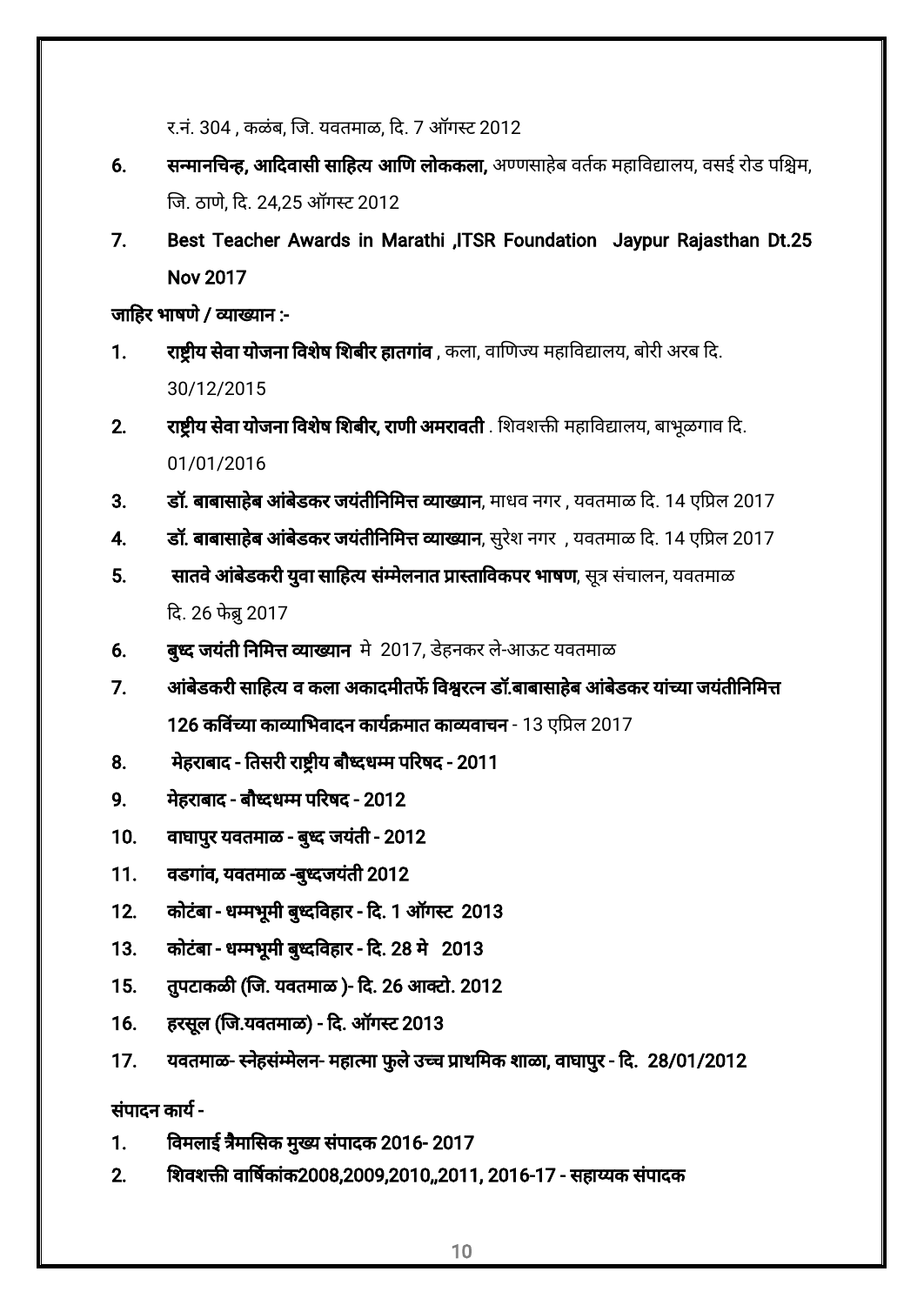र.नं. 304 , कळंब, जि. यवतमाळ, दि. 7 ऑगस्ट 2012

6. **सन्मानचिन्ह, आदिवासी साहित्य आणि लोककला,** अण्णसाहेब वर्तक महाविद्यालय, वसई रोड पश्चिम, जि. ठाणे, दि. 24,25 ऑगस्ट 2012
7. **Best Teacher Awards in Marathi ,ITSR Foundation Jaypur Rajasthan Dt.25 Nov 2017**

**जाहिर भाषणे / व्याख्यान :-**

1. **राष्ट्रीय सेवा योजना विशेष शिबीर हातगांव** , कला, वाणिज्य महाविद्यालय, बोरी अरब दि. 30/12/2015
2. **राष्ट्रीय सेवा योजना विशेष शिबीर, राणी अमरावती** . शिवशक्ती महाविद्यालय, बाभूळगाव दि. 01/01/2016
3. **डॉ. बाबासाहेब आंबेडकर जयंतीनिमित्त व्याख्यान**, माधव नगर , यवतमाळ दि. 14 एप्रिल 2017
4. **डॉ. बाबासाहेब आंबेडकर जयंतीनिमित्त व्याख्यान**, सुरेश नगर , यवतमाळ दि. 14 एप्रिल 2017
5. **सातवे आंबेडकरी युवा साहित्य संम्मेलनात प्रास्ताविकपर भाषण**, सूत्र संचालन, यवतमाळ दि. 26 फेब्रु 2017
6. **बुध्द जयंती निमित्त व्याख्यान** मे 2017, डेहनकर ले-आऊट यवतमाळ
7. **आंबेडकरी साहित्य व कला अकादमीतर्फे विश्वरत्न डॉ.बाबासाहेब आंबेडकर यांच्या जयंतीनिमित्त 126 कविंच्या काव्याभिवादन कार्यक्रमात काव्यवाचन** - 13 एप्रिल 2017
8. **मेहराबाद - तिसरी राष्ट्रीय बौध्दधम्म परिषद - 2011**
9. **मेहराबाद - बौध्दधम्म परिषद - 2012**
10. **वाघापुर यवतमाळ - बुध्द जयंती - 2012**
11. **वडगांव, यवतमाळ -बुध्दजयंती 2012**
12. **कोटंबा - धम्मभूमी बुध्दविहार - दि. 1 ऑगस्ट 2013**
13. **कोटंबा - धम्मभूमी बुध्दविहार - दि. 28 मे 2013**

15. **तुपटाकळी (जि. यवतमाळ )- दि. 26 आक्टो. 2012**
16. **हरसूल (जि.यवतमाळ) - दि. ऑगस्ट 2013**
17. **यवतमाळ- स्नेहसंम्मेलन- महात्मा फुले उच्च प्राथमिक शाळा, वाघापुर - दि. 28/01/2012**

**संपादन कार्य -**

1. **विमलाई त्रैमासिक मुख्य संपादक 2016- 2017**
2. **शिवशक्ती वार्षिकांक2008,2009,2010,,2011, 2016-17 - सहाय्यक संपादक**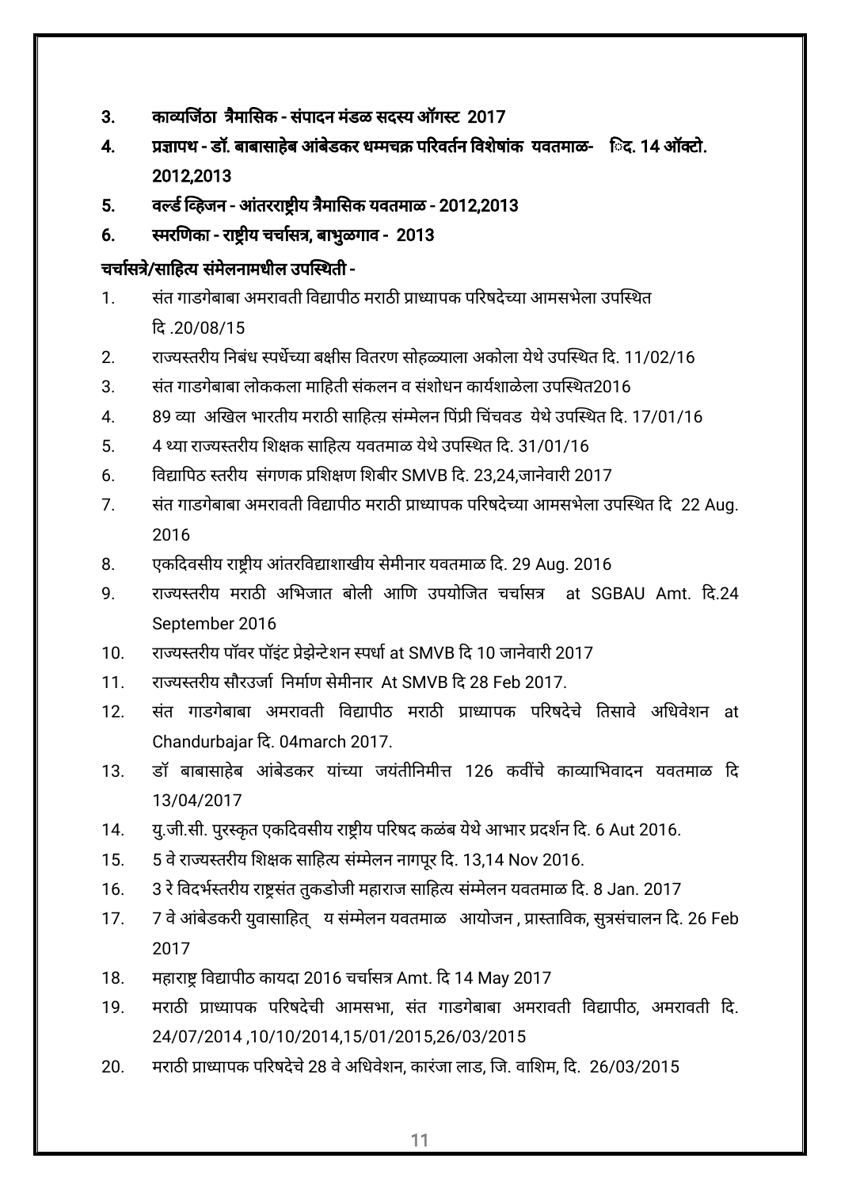3. **काव्यजिंठा त्रैमासिक - संपादन मंडळ सदस्य ऑगस्ट 2017**
4. **प्रज्ञापथ - डॉ. बाबासाहेब आंबेडकर धम्मचक्र परिवर्तन विशेषांक यवतमाळ- िद. 14 ऑक्टो. 2012,2013**
5. **वर्ल्ड व्हिजन - आंतरराष्ट्रीय त्रैमासिक यवतमाळ - 2012,2013**
6. **स्मरणिका - राष्ट्रीय चर्चासत्र, बाभुळगाव - 2013**

**चर्चासत्रे/साहित्य संमेलनामधील उपस्थिती -**

1. संत गाडगेबाबा अमरावती विद्यापीठ मराठी प्राध्यापक परिषदेच्या आमसभेला उपस्थित दि .20/08/15
2. राज्यस्तरीय निबंध स्पर्धेच्या बक्षीस वितरण सोहळ्याला अकोला येथे उपस्थित दि. 11/02/16
3. संत गाडगेबाबा लोककला माहिती संकलन व संशोधन कार्यशाळेला उपस्थित2016
4. 89 व्या अखिल भारतीय मराठी साहित्य संम्मेलन पिंप्री चिंचवड येथे उपस्थित दि. 17/01/16
5. 4 थ्या राज्यस्तरीय शिक्षक साहित्य यवतमाळ येथे उपस्थित दि. 31/01/16
6. विद्यापिठ स्तरीय संगणक प्रशिक्षण शिबीर SMVB दि. 23,24,जानेवारी 2017
7. संत गाडगेबाबा अमरावती विद्यापीठ मराठी प्राध्यापक परिषदेच्या आमसभेला उपस्थित दि 22 Aug. 2016
8. एकदिवसीय राष्ट्रीय आंतरविद्याशाखीय सेमीनार यवतमाळ दि. 29 Aug. 2016
9. राज्यस्तरीय मराठी अभिजात बोली आणि उपयोजित चर्चासत्र at SGBAU Amt. दि.24 September 2016
10. राज्यस्तरीय पॉवर पॉइंट प्रेझेन्टेशन स्पर्धा at SMVB दि 10 जानेवारी 2017
11. राज्यस्तरीय सौरउर्जा निर्माण सेमीनार At SMVB दि 28 Feb 2017.
12. संत गाडगेबाबा अमरावती विद्यापीठ मराठी प्राध्यापक परिषदेचे तिसावे अधिवेशन at Chandurbajar दि. 04march 2017.
13. डॉ बाबासाहेब आंबेडकर यांच्या जयंतीनिमीत्त 126 कवींचे काव्याभिवादन यवतमाळ दि 13/04/2017
14. यु.जी.सी. पुरस्कृत एकदिवसीय राष्ट्रीय परिषद कळंब येथे आभार प्रदर्शन दि. 6 Aut 2016.
15. 5 वे राज्यस्तरीय शिक्षक साहित्य संम्मेलन नागपूर दि. 13,14 Nov 2016.
16. 3 रे विदर्भस्तरीय राष्ट्रसंत तुकडोजी महाराज साहित्य संम्मेलन यवतमाळ दि. 8 Jan. 2017
17. 7 वे आंबेडकरी युवासाहित् य संम्मेलन यवतमाळ आयोजन , प्रास्ताविक, सुत्रसंचालन दि. 26 Feb 2017
18. महाराष्ट्र विद्यापीठ कायदा 2016 चर्चासत्र Amt. दि 14 May 2017
19. मराठी प्राध्यापक परिषदेची आमसभा, संत गाडगेबाबा अमरावती विद्यापीठ, अमरावती दि. 24/07/2014 ,10/10/2014,15/01/2015,26/03/2015
20. मराठी प्राध्यापक परिषदेचे 28 वे अधिवेशन, कारंजा लाड, जि. वाशिम, दि. 26/03/2015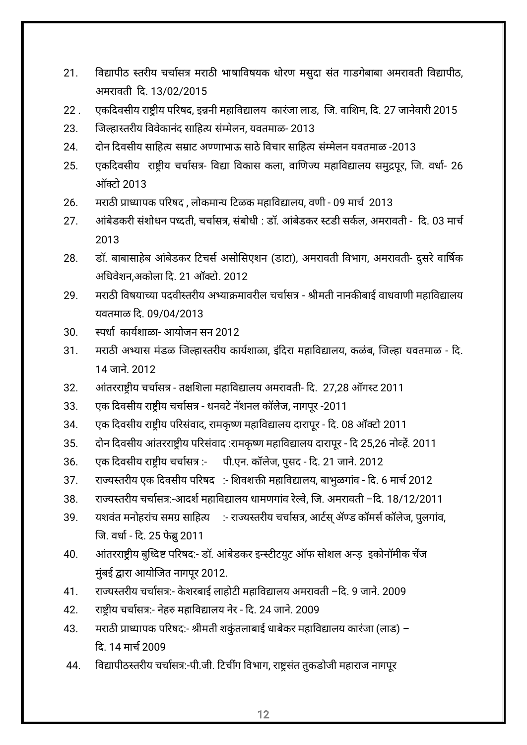21. विद्यापीठ स्तरीय चर्चासत्र मराठी भाषाविषयक धोरण मसुदा संत गाडगेबाबा अमरावती विद्यापीठ, अमरावती दि. 13/02/2015
22 . एकदिवसीय राष्ट्रीय परिषद, इन्नानी महाविद्यालय कारंजा लाड, जि. वाशिम, दि. 27 जानेवारी 2015
23. जिल्हास्तरीय विवेकानंद साहित्य संम्मेलन, यवतमाळ- 2013
24. दोन दिवसीय साहित्य सम्राट अण्णाभाऊ साठे विचार साहित्य संम्मेलन यवतमाळ -2013
25. एकदिवसीय राष्ट्रीय चर्चासत्र- विद्या विकास कला, वाणिज्य महाविद्यालय समुद्रपूर, जि. वर्धा- 26 ऑक्टो 2013
26. मराठी प्राध्यापक परिषद , लोकमान्य टिळक महाविद्यालय, वणी - 09 मार्च 2013
27. आंबेडकरी संशोधन पध्दती, चर्चासत्र, संबोधी : डॉ. आंबेडकर स्टडी सर्कल, अमरावती - दि. 03 मार्च 2013
28. डॉ. बाबासाहेब आंबेडकर टिचर्स असोसिएशन (डाटा), अमरावती विभाग, अमरावती- दुसरे वार्षिक अधिवेशन,अकोला दि. 21 ऑक्टो. 2012
29. मराठी विषयाच्या पदवीस्तरीय अभ्याक्रमावरील चर्चासत्र - श्रीमती नानकीबाई वाधवाणी महाविद्यालय यवतमाळ दि. 09/04/2013
30. स्पर्धा कार्यशाळा- आयोजन सन 2012
31. मराठी अभ्यास मंडळ जिल्हास्तरीय कार्यशाळा, इंदिरा महाविद्यालय, कळंब, जिल्हा यवतमाळ - दि. 14 जाने. 2012
32. आंतरराष्ट्रीय चर्चासत्र - तक्षशिला महाविद्यालय अमरावती- दि. 27,28 ऑगस्ट 2011
33. एक दिवसीय राष्ट्रीय चर्चासत्र - धनवटे नॅशनल कॉलेज, नागपूर -2011
34. एक दिवसीय राष्ट्रीय परिसंवाद, रामकृष्ण महाविद्यालय दारापूर - दि. 08 ऑक्टो 2011
35. दोन दिवसीय आंतरराष्ट्रीय परिसंवाद :रामकृष्ण महाविद्यालय दारापूर - दि 25,26 नोव्हें. 2011
36. एक दिवसीय राष्ट्रीय चर्चासत्र :- पी.एन. कॉलेज, पुसद - दि. 21 जाने. 2012
37. राज्यस्तरीय एक दिवसीय परिषद :- शिवशक्ती महाविद्यालय, बाभुळगांव - दि. 6 मार्च 2012
38. राज्यस्तरीय चर्चासत्र:-आदर्श महाविद्यालय धामणगांव रेल्वे, जि. अमरावती –दि. 18/12/2011
39. यशवंत मनोहरांच समग्र साहित्य :- राज्यस्तरीय चर्चासत्र, आर्टस् अ‍ॅण्ड कॉमर्स कॉलेज, पुलगांव, जि. वर्धा - दि. 25 फेब्रु 2011
40. आंतरराष्ट्रीय बुध्दिष्ट परिषद:- डॉ. आंबेडकर इन्स्टीटयुट ऑफ सोशल अन्ड इकोनॉमीक चेंज मुंबई द्वारा आयोजित नागपूर 2012.
41. राज्यस्तरीय चर्चासत्र:- केशरबाई लाहोटी महाविद्यालय अमरावती –दि. 9 जाने. 2009
42. राष्ट्रीय चर्चासत्र:- नेहरु महाविद्यालय नेर - दि. 24 जाने. 2009
43. मराठी प्राध्यापक परिषद:- श्रीमती शकुंतलाबाई धाबेकर महाविद्यालय कारंजा (लाड) – दि. 14 मार्च 2009
44. विद्यापीठस्तरीय चर्चासत्र:-पी.जी. टिचींग विभाग, राष्ट्रसंत तुकडोजी महाराज नागपूर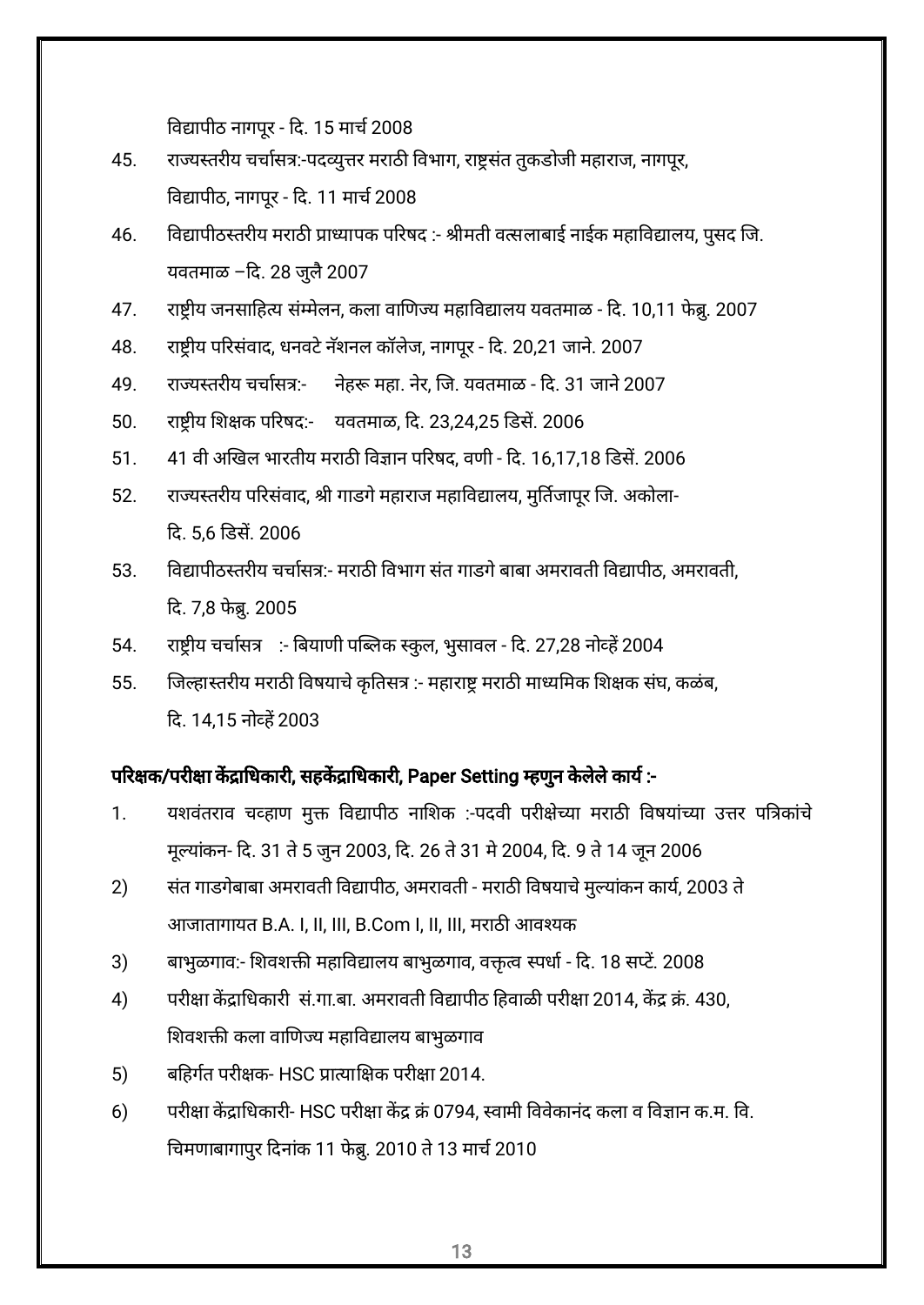विद्यापीठ नागपूर - दि. 15 मार्च 2008

45. राज्यस्तरीय चर्चासत्र:-पदव्युत्तर मराठी विभाग, राष्ट्रसंत तुकडोजी महाराज, नागपूर, विद्यापीठ, नागपूर - दि. 11 मार्च 2008
46. विद्यापीठस्तरीय मराठी प्राध्यापक परिषद :- श्रीमती वत्सलाबाई नाईक महाविद्यालय, पुसद जि. यवतमाळ –दि. 28 जुलै 2007
47. राष्ट्रीय जनसाहित्य संम्मेलन, कला वाणिज्य महाविद्यालय यवतमाळ - दि. 10,11 फेब्रु. 2007
48. राष्ट्रीय परिसंवाद, धनवटे नॅशनल कॉलेज, नागपूर - दि. 20,21 जाने. 2007
49. राज्यस्तरीय चर्चासत्र:- नेहरू महा. नेर, जि. यवतमाळ - दि. 31 जाने 2007
50. राष्ट्रीय शिक्षक परिषद:- यवतमाळ, दि. 23,24,25 डिसें. 2006
51. 41 वी अखिल भारतीय मराठी विज्ञान परिषद, वणी - दि. 16,17,18 डिसें. 2006
52. राज्यस्तरीय परिसंवाद, श्री गाडगे महाराज महाविद्यालय, मुर्तिजापूर जि. अकोला- दि. 5,6 डिसें. 2006
53. विद्यापीठस्तरीय चर्चासत्र:- मराठी विभाग संत गाडगे बाबा अमरावती विद्यापीठ, अमरावती, दि. 7,8 फेब्रु. 2005
54. राष्ट्रीय चर्चासत्र :- बियाणी पब्लिक स्कुल, भुसावल - दि. 27,28 नोव्हें 2004
55. जिल्हास्तरीय मराठी विषयाचे कृतिसत्र :- महाराष्ट्र मराठी माध्यमिक शिक्षक संघ, कळंब, दि. 14,15 नोव्हें 2003

**परिक्षक/परीक्षा केंद्राधिकारी, सहकेंद्राधिकारी, Paper Setting म्हणुन केलेले कार्य :-**

1. यशवंतराव चव्हाण मुक्त विद्यापीठ नाशिक :-पदवी परीक्षेच्या मराठी विषयांच्या उत्तर पत्रिकांचे मूल्यांकन- दि. 31 ते 5 जुन 2003, दि. 26 ते 31 मे 2004, दि. 9 ते 14 जून 2006
2) संत गाडगेबाबा अमरावती विद्यापीठ, अमरावती - मराठी विषयाचे मुल्यांकन कार्य, 2003 ते आजातागायत B.A. I, II, III, B.Com I, II, III, मराठी आवश्यक
3) बाभुळगाव:- शिवशक्ती महाविद्यालय बाभुळगाव, वक्तृत्व स्पर्धा - दि. 18 सप्टें. 2008
4) परीक्षा केंद्राधिकारी सं.गा.बा. अमरावती विद्यापीठ हिवाळी परीक्षा 2014, केंद्र क्रं. 430, शिवशक्ती कला वाणिज्य महाविद्यालय बाभुळगाव
5) बहिर्गत परीक्षक- HSC प्रात्याक्षिक परीक्षा 2014.
6) परीक्षा केंद्राधिकारी- HSC परीक्षा केंद्र क्रं 0794, स्वामी विवेकानंद कला व विज्ञान क.म. वि. चिमणाबागापुर दिनांक 11 फेब्रु. 2010 ते 13 मार्च 2010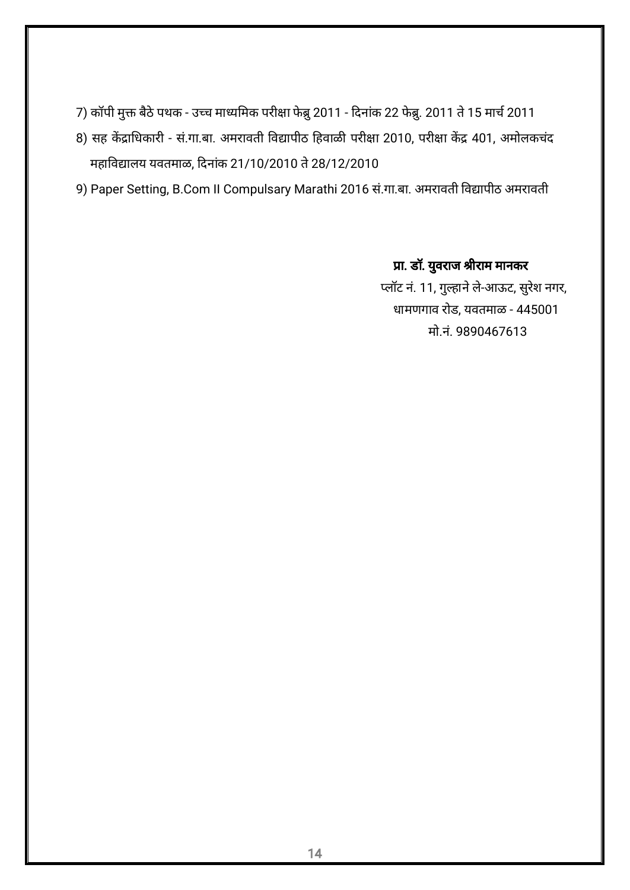7) कॉपी मुक्त बैठे पथक - उच्च माध्यमिक परीक्षा फेब्रु 2011 - दिनांक 22 फेब्रु. 2011 ते 15 मार्च 2011

8) सह केंद्राधिकारी - सं.गा.बा. अमरावती विद्यापीठ हिवाळी परीक्षा 2010, परीक्षा केंद्र 401, अमोलकचंद महाविद्यालय यवतमाळ, दिनांक 21/10/2010 ते 28/12/2010

9) Paper Setting, B.Com II Compulsary Marathi 2016 सं.गा.बा. अमरावती विद्यापीठ अमरावती

**प्रा. डॉ. युवराज श्रीराम मानकर**
प्लॉट नं. 11, गुल्हाने ले-आऊट, सुरेश नगर,
धामणगाव रोड, यवतमाळ - 445001
मो.नं. 9890467613